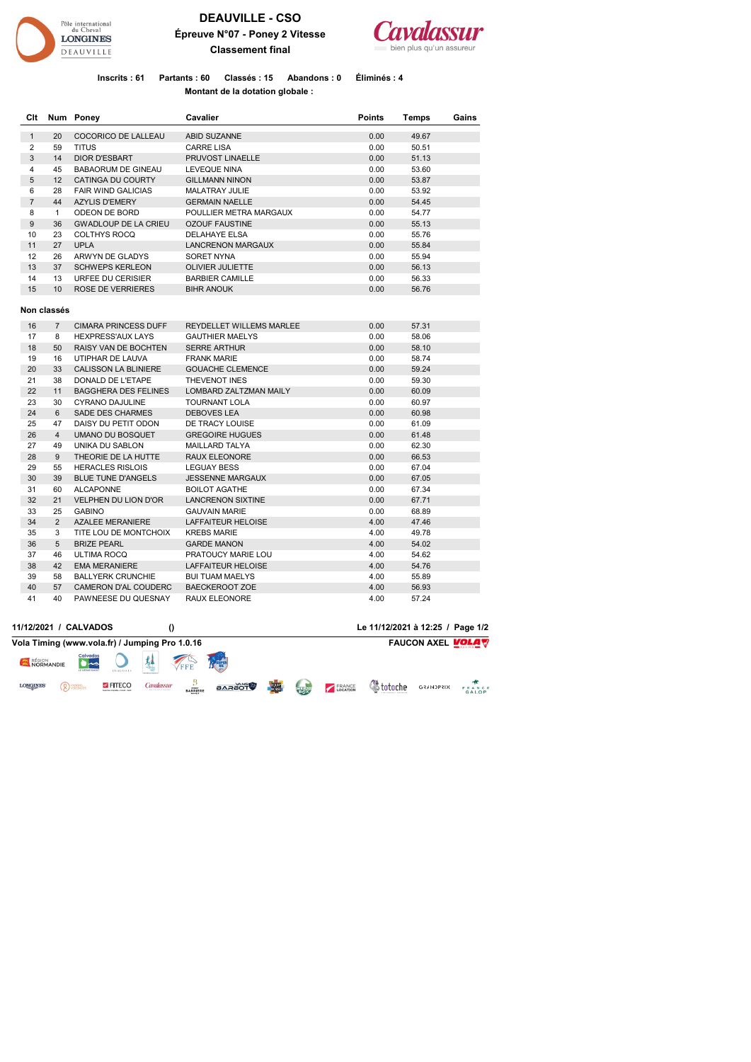# DEAUVILLE - CSO

## Épreuve N°07 - Poney 2 Vitesse

### Classement final

**Inscrits : 61 Partants : 60 Classés : 15 Abandons : 0 Éliminés : 4**

**Montant de la dotation globale :**

| Clt | Num | Poney | Cavalier | Points | Temps | Gains |
|---|---|---|---|---|---|---|
| 1 | 20 | COCORICO DE LALLEAU | ABID SUZANNE | 0.00 | 49.67 | |
| 2 | 59 | TITUS | CARRE LISA | 0.00 | 50.51 | |
| 3 | 14 | DIOR D'ESBART | PRUVOST LINAELLE | 0.00 | 51.13 | |
| 4 | 45 | BABAORUM DE GINEAU | LEVEQUE NINA | 0.00 | 53.60 | |
| 5 | 12 | CATINGA DU COURTY | GILLMANN NINON | 0.00 | 53.87 | |
| 6 | 28 | FAIR WIND GALICIAS | MALATRAY JULIE | 0.00 | 53.92 | |
| 7 | 44 | AZYLIS D'EMERY | GERMAIN NAELLE | 0.00 | 54.45 | |
| 8 | 1 | ODEON DE BORD | POULLIER METRA MARGAUX | 0.00 | 54.77 | |
| 9 | 36 | GWADLOUP DE LA CRIEU | OZOUF FAUSTINE | 0.00 | 55.13 | |
| 10 | 23 | COLTHYS ROCQ | DELAHAYE ELSA | 0.00 | 55.76 | |
| 11 | 27 | UPLA | LANCRENON MARGAUX | 0.00 | 55.84 | |
| 12 | 26 | ARWYN DE GLADYS | SORET NYNA | 0.00 | 55.94 | |
| 13 | 37 | SCHWEPS KERLEON | OLIVIER JULIETTE | 0.00 | 56.13 | |
| 14 | 13 | URFEE DU CERISIER | BARBIER CAMILLE | 0.00 | 56.33 | |
| 15 | 10 | ROSE DE VERRIERES | BIHR ANOUK | 0.00 | 56.76 | |

**Non classés**

| Clt | Num | Poney | Cavalier | Points | Temps | Gains |
|---|---|---|---|---|---|---|
| 16 | 7 | CIMARA PRINCESS DUFF | REYDELLET WILLEMS MARLEE | 0.00 | 57.31 | |
| 17 | 8 | HEXPRESS'AUX LAYS | GAUTHIER MAELYS | 0.00 | 58.06 | |
| 18 | 50 | RAISY VAN DE BOCHTEN | SERRE ARTHUR | 0.00 | 58.10 | |
| 19 | 16 | UTIPHAR DE LAUVA | FRANK MARIE | 0.00 | 58.74 | |
| 20 | 33 | CALISSON LA BLINIERE | GOUACHE CLEMENCE | 0.00 | 59.24 | |
| 21 | 38 | DONALD DE L'ETAPE | THEVENOT INES | 0.00 | 59.30 | |
| 22 | 11 | BAGGHERA DES FELINES | LOMBARD ZALTZMAN MAILY | 0.00 | 60.09 | |
| 23 | 30 | CYRANO DAJULINE | TOURNANT LOLA | 0.00 | 60.97 | |
| 24 | 6 | SADE DES CHARMES | DEBOVES LEA | 0.00 | 60.98 | |
| 25 | 47 | DAISY DU PETIT ODON | DE TRACY LOUISE | 0.00 | 61.09 | |
| 26 | 4 | UMANO DU BOSQUET | GREGOIRE HUGUES | 0.00 | 61.48 | |
| 27 | 49 | UNIKA DU SABLON | MAILLARD TALYA | 0.00 | 62.30 | |
| 28 | 9 | THEORIE DE LA HUTTE | RAUX ELEONORE | 0.00 | 66.53 | |
| 29 | 55 | HERACLES RISLOIS | LEGUAY BESS | 0.00 | 67.04 | |
| 30 | 39 | BLUE TUNE D'ANGELS | JESSENNE MARGAUX | 0.00 | 67.05 | |
| 31 | 60 | ALCAPONNE | BOILOT AGATHE | 0.00 | 67.34 | |
| 32 | 21 | VELPHEN DU LION D'OR | LANCRENON SIXTINE | 0.00 | 67.71 | |
| 33 | 25 | GABINO | GAUVAIN MARIE | 0.00 | 68.89 | |
| 34 | 2 | AZALEE MERANIERE | LAFFAITEUR HELOISE | 4.00 | 47.46 | |
| 35 | 3 | TITE LOU DE MONTCHOIX | KREBS MARIE | 4.00 | 49.78 | |
| 36 | 5 | BRIZE PEARL | GARDE MANON | 4.00 | 54.02 | |
| 37 | 46 | ULTIMA ROCQ | PRATOUCY MARIE LOU | 4.00 | 54.62 | |
| 38 | 42 | EMA MERANIERE | LAFFAITEUR HELOISE | 4.00 | 54.76 | |
| 39 | 58 | BALLYERK CRUNCHIE | BUI TUAM MAELYS | 4.00 | 55.89 | |
| 40 | 57 | CAMERON D'AL COUDERC | BAECKEROOT ZOE | 4.00 | 56.93 | |
| 41 | 40 | PAWNEESE DU QUESNAY | RAUX ELEONORE | 4.00 | 57.24 | |

**11/12/2021 / CALVADOS ()** **Le 11/12/2021 à 12:25**

**Vola Timing (www.vola.fr) / Jumping Pro 1.0.16** **FAUCON AXEL**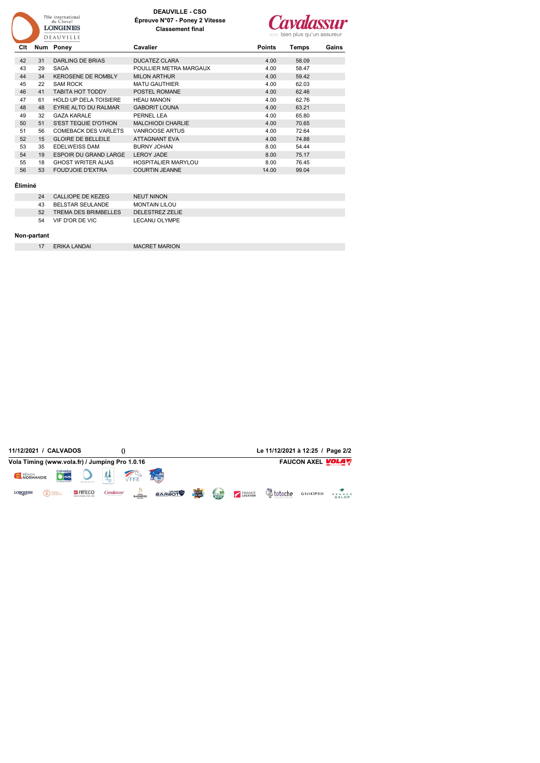**DEAUVILLE - CSO**
**Épreuve N°07 - Poney 2 Vitesse**
**Classement final**

| Clt | Num | Poney | Cavalier | Points | Temps | Gains |
|---|---|---|---|---|---|---|
| 42 | 31 | DARLING DE BRIAS | DUCATEZ CLARA | 4.00 | 58.09 | |
| 43 | 29 | SAGA | POULLIER METRA MARGAUX | 4.00 | 58.47 | |
| 44 | 34 | KEROSENE DE ROMBLY | MILON ARTHUR | 4.00 | 59.42 | |
| 45 | 22 | SAM ROCK | MATU GAUTHIER | 4.00 | 62.03 | |
| 46 | 41 | TABITA HOT TODDY | POSTEL ROMANE | 4.00 | 62.46 | |
| 47 | 61 | HOLD UP DELA TOISIERE | HEAU MANON | 4.00 | 62.76 | |
| 48 | 48 | EYRIE ALTO DU RALMAR | GABORIT LOUNA | 4.00 | 63.21 | |
| 49 | 32 | GAZA KARALE | PERNEL LEA | 4.00 | 65.80 | |
| 50 | 51 | S'EST TEQUIE D'OTHON | MALCHIODI CHARLIE | 4.00 | 70.65 | |
| 51 | 56 | COMEBACK DES VARLETS | VANROOSE ARTUS | 4.00 | 72.64 | |
| 52 | 15 | GLOIRE DE BELLEILE | ATTAGNANT EVA | 4.00 | 74.88 | |
| 53 | 35 | EDELWEISS DAM | BURNY JOHAN | 8.00 | 54.44 | |
| 54 | 19 | ESPOIR DU GRAND LARGE | LEROY JADE | 8.00 | 75.17 | |
| 55 | 18 | GHOST WRITER ALIAS | HOSPITALIER MARYLOU | 8.00 | 76.45 | |
| 56 | 53 | FOUD'JOIE D'EXTRA | COURTIN JEANNE | 14.00 | 99.04 | |

**Éliminé**

| | | |
|---|---|---|
| 24 | CALLIOPE DE KEZEG | NEUT NINON |
| 43 | BELSTAR SEULANDE | MONTAIN LILOU |
| 52 | TREMA DES BRIMBELLES | DELESTREZ ZELIE |
| 54 | VIF D'OR DE VIC | LECANU OLYMPE |

**Non-partant**

| | | |
|---|---|---|
| 17 | ERIKA LANDAI | MACRET MARION |

11/12/2021 / CALVADOS ()
Le 11/12/2021 à 12:25

Vola Timing (www.vola.fr) / Jumping Pro 1.0.16
FAUCON AXEL